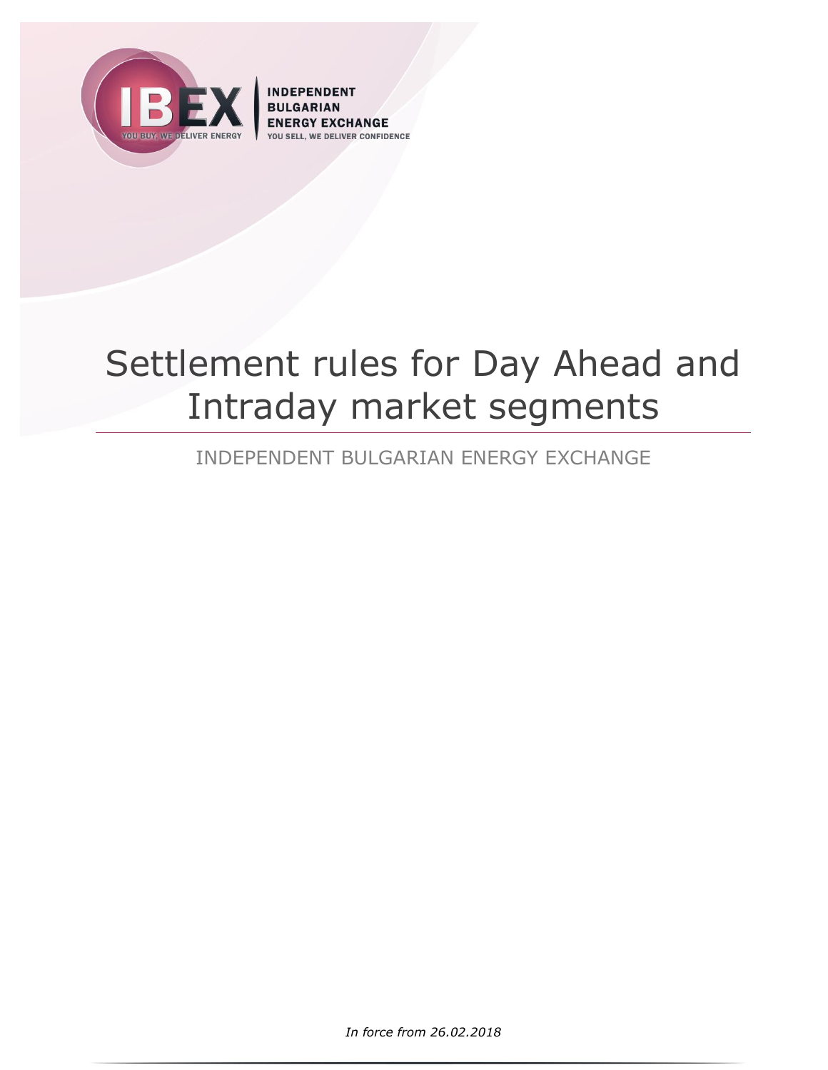INDEPENDENT
BULGARIAN
ENERGY EXCHANGE
YOU SELL, WE DELIVER CONFIDENCE

# Settlement rules for Day Ahead and Intraday market segments

INDEPENDENT BULGARIAN ENERGY EXCHANGE

*In force from 26.02.2018*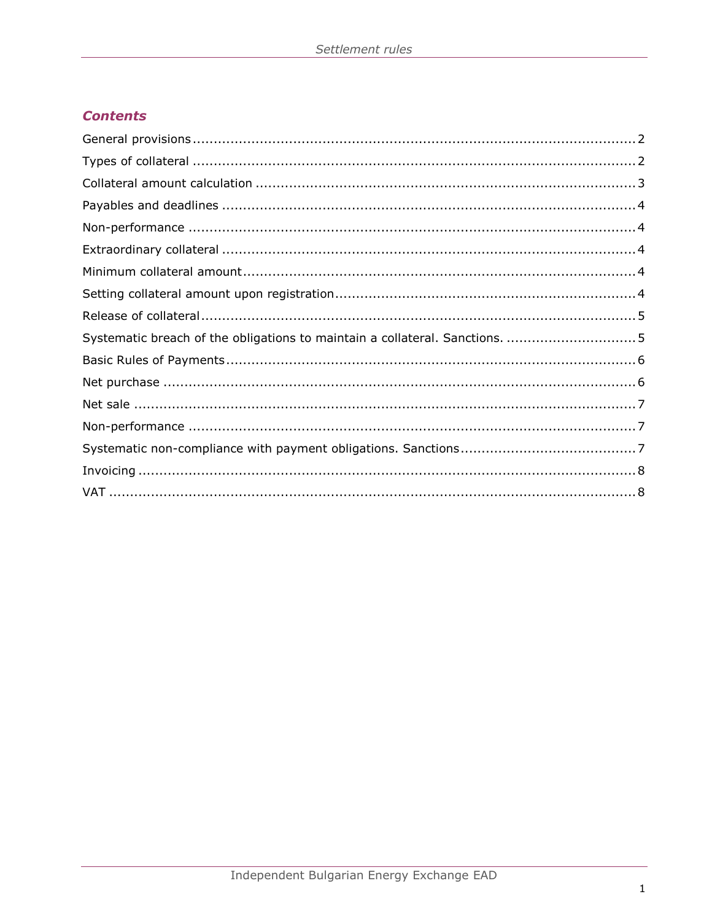## *Contents*

General provisions ........................................................................................................ 2
Types of collateral ......................................................................................................... 2
Collateral amount calculation ......................................................................................... 3
Payables and deadlines .................................................................................................. 4
Non-performance .......................................................................................................... 4
Extraordinary collateral .................................................................................................. 4
Minimum collateral amount ............................................................................................. 4
Setting collateral amount upon registration ....................................................................... 4
Release of collateral ....................................................................................................... 5
Systematic breach of the obligations to maintain a collateral. Sanctions. ............................... 5
Basic Rules of Payments ................................................................................................. 6
Net purchase ................................................................................................................ 6
Net sale ........................................................................................................................ 7
Non-performance .......................................................................................................... 7
Systematic non-compliance with payment obligations. Sanctions .......................................... 7
Invoicing ....................................................................................................................... 8
VAT .............................................................................................................................. 8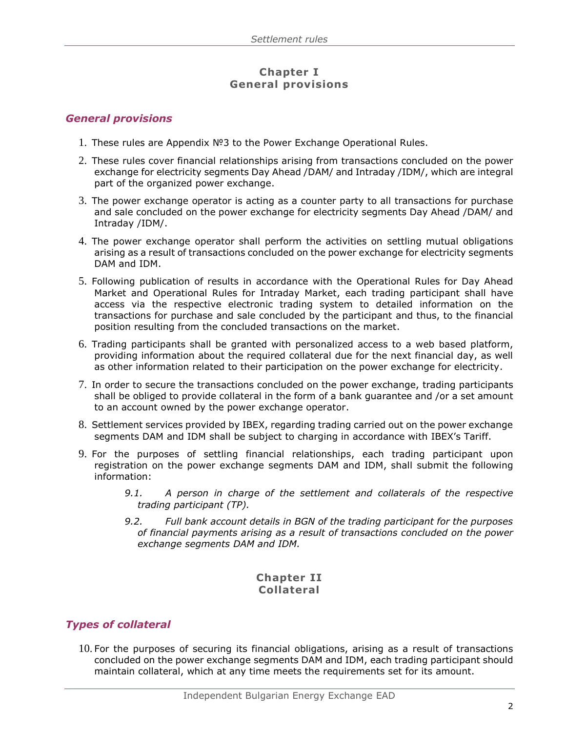## Chapter I
## General provisions

### *General provisions*

1. These rules are Appendix №3 to the Power Exchange Operational Rules.
2. These rules cover financial relationships arising from transactions concluded on the power exchange for electricity segments Day Ahead /DAM/ and Intraday /IDM/, which are integral part of the organized power exchange.
3. The power exchange operator is acting as a counter party to all transactions for purchase and sale concluded on the power exchange for electricity segments Day Ahead /DAM/ and Intraday /IDM/.
4. The power exchange operator shall perform the activities on settling mutual obligations arising as a result of transactions concluded on the power exchange for electricity segments DAM and IDM.
5. Following publication of results in accordance with the Operational Rules for Day Ahead Market and Operational Rules for Intraday Market, each trading participant shall have access via the respective electronic trading system to detailed information on the transactions for purchase and sale concluded by the participant and thus, to the financial position resulting from the concluded transactions on the market.
6. Trading participants shall be granted with personalized access to a web based platform, providing information about the required collateral due for the next financial day, as well as other information related to their participation on the power exchange for electricity.
7. In order to secure the transactions concluded on the power exchange, trading participants shall be obliged to provide collateral in the form of a bank guarantee and /or a set amount to an account owned by the power exchange operator.
8. Settlement services provided by IBEX, regarding trading carried out on the power exchange segments DAM and IDM shall be subject to charging in accordance with IBEX's Tariff.
9. For the purposes of settling financial relationships, each trading participant upon registration on the power exchange segments DAM and IDM, shall submit the following information:

    *9.1. A person in charge of the settlement and collaterals of the respective trading participant (TP).*

    *9.2. Full bank account details in BGN of the trading participant for the purposes of financial payments arising as a result of transactions concluded on the power exchange segments DAM and IDM.*

## Chapter II
## Collateral

### *Types of collateral*

10. For the purposes of securing its financial obligations, arising as a result of transactions concluded on the power exchange segments DAM and IDM, each trading participant should maintain collateral, which at any time meets the requirements set for its amount.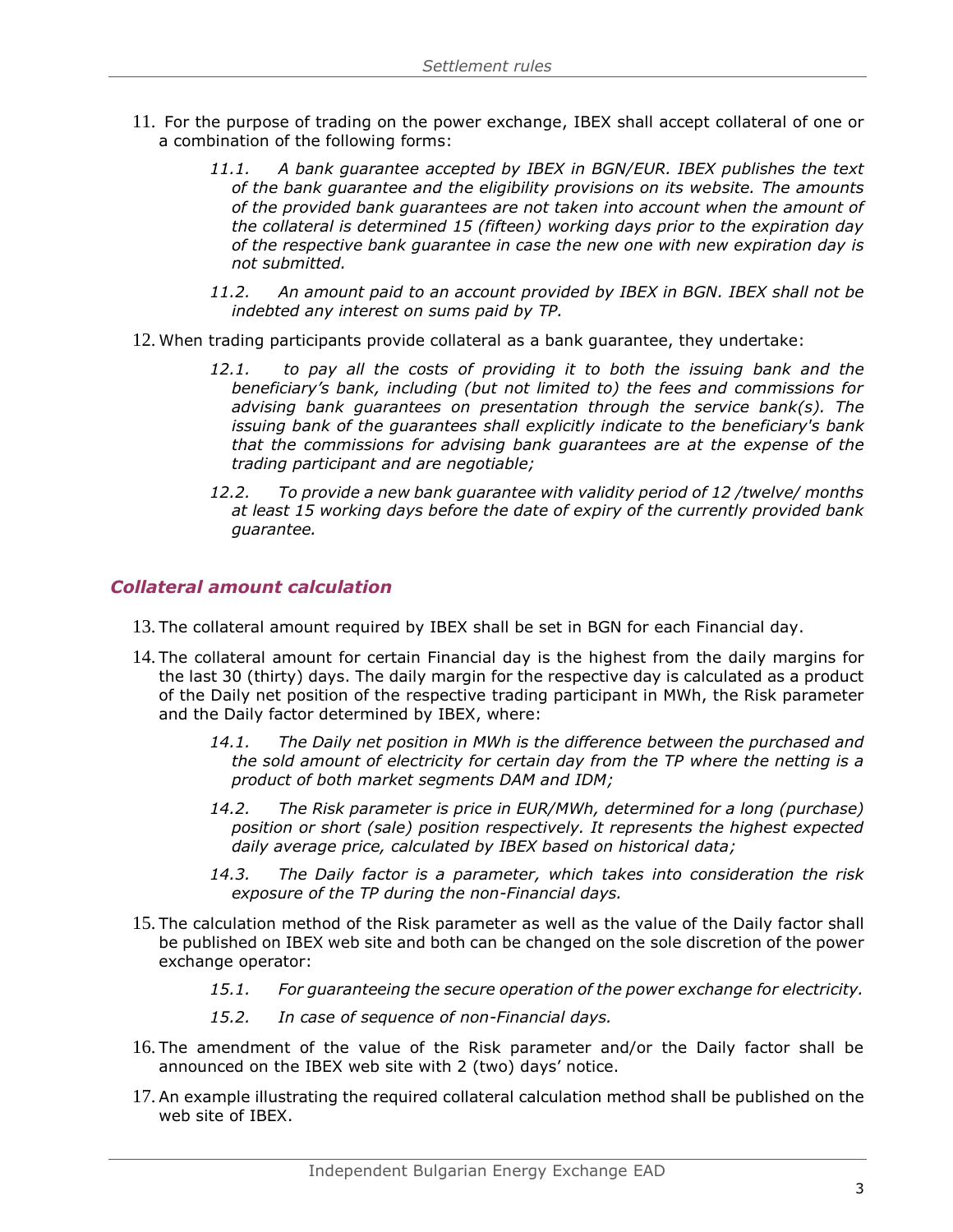11. For the purpose of trading on the power exchange, IBEX shall accept collateral of one or a combination of the following forms:

    *11.1. A bank guarantee accepted by IBEX in BGN/EUR. IBEX publishes the text of the bank guarantee and the eligibility provisions on its website. The amounts of the provided bank guarantees are not taken into account when the amount of the collateral is determined 15 (fifteen) working days prior to the expiration day of the respective bank guarantee in case the new one with new expiration day is not submitted.*

    *11.2. An amount paid to an account provided by IBEX in BGN. IBEX shall not be indebted any interest on sums paid by TP.*

12. When trading participants provide collateral as a bank guarantee, they undertake:

    *12.1. to pay all the costs of providing it to both the issuing bank and the beneficiary's bank, including (but not limited to) the fees and commissions for advising bank guarantees on presentation through the service bank(s). The issuing bank of the guarantees shall explicitly indicate to the beneficiary's bank that the commissions for advising bank guarantees are at the expense of the trading participant and are negotiable;*

    *12.2. To provide a new bank guarantee with validity period of 12 /twelve/ months at least 15 working days before the date of expiry of the currently provided bank guarantee.*

## *Collateral amount calculation*

13. The collateral amount required by IBEX shall be set in BGN for each Financial day.

14. The collateral amount for certain Financial day is the highest from the daily margins for the last 30 (thirty) days. The daily margin for the respective day is calculated as a product of the Daily net position of the respective trading participant in MWh, the Risk parameter and the Daily factor determined by IBEX, where:

    *14.1. The Daily net position in MWh is the difference between the purchased and the sold amount of electricity for certain day from the TP where the netting is a product of both market segments DAM and IDM;*

    *14.2. The Risk parameter is price in EUR/MWh, determined for a long (purchase) position or short (sale) position respectively. It represents the highest expected daily average price, calculated by IBEX based on historical data;*

    *14.3. The Daily factor is a parameter, which takes into consideration the risk exposure of the TP during the non-Financial days.*

15. The calculation method of the Risk parameter as well as the value of the Daily factor shall be published on IBEX web site and both can be changed on the sole discretion of the power exchange operator:

    *15.1. For guaranteeing the secure operation of the power exchange for electricity.*

    *15.2. In case of sequence of non-Financial days.*

16. The amendment of the value of the Risk parameter and/or the Daily factor shall be announced on the IBEX web site with 2 (two) days' notice.

17. An example illustrating the required collateral calculation method shall be published on the web site of IBEX.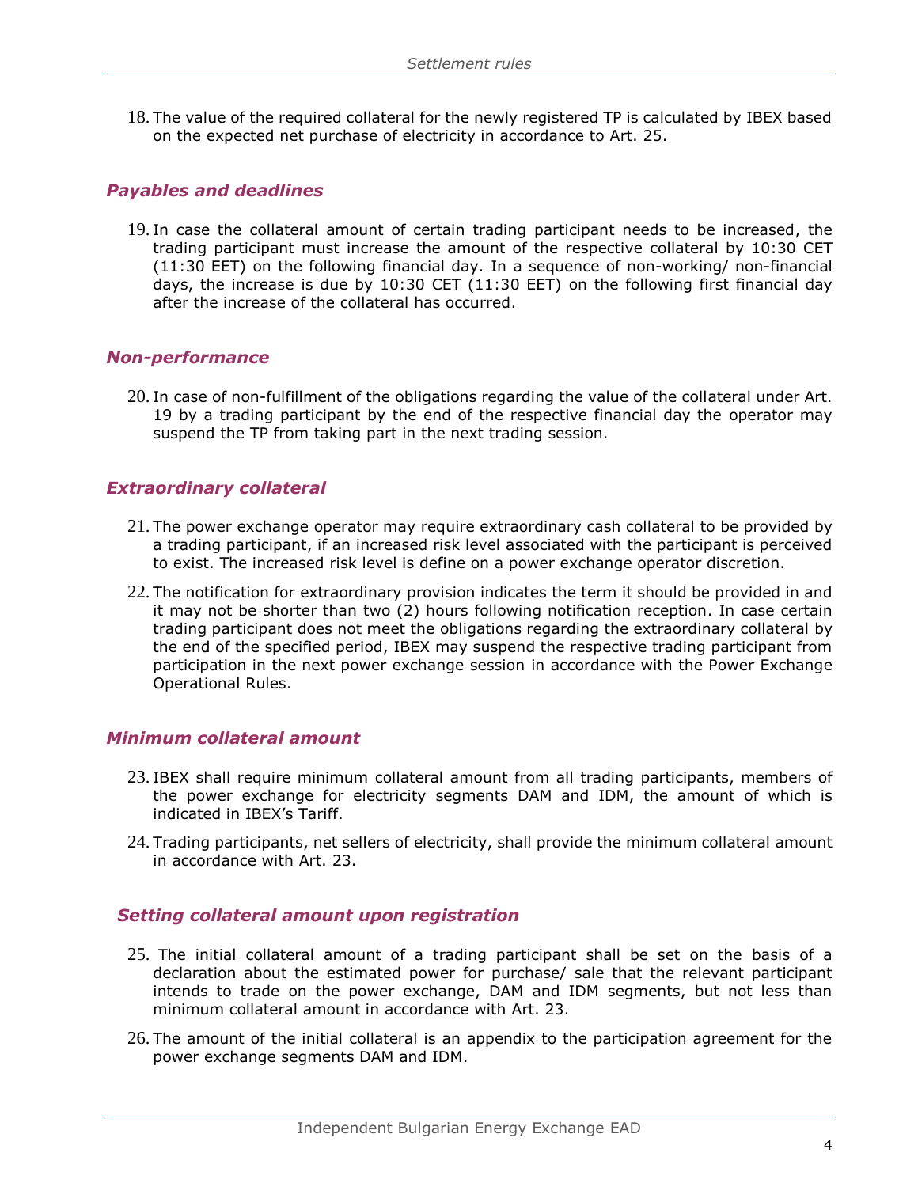18. The value of the required collateral for the newly registered TP is calculated by IBEX based on the expected net purchase of electricity in accordance to Art. 25.

### *Payables and deadlines*

19. In case the collateral amount of certain trading participant needs to be increased, the trading participant must increase the amount of the respective collateral by 10:30 CET (11:30 EET) on the following financial day. In a sequence of non-working/ non-financial days, the increase is due by 10:30 CET (11:30 EET) on the following first financial day after the increase of the collateral has occurred.

### *Non-performance*

20. In case of non-fulfillment of the obligations regarding the value of the collateral under Art. 19 by a trading participant by the end of the respective financial day the operator may suspend the TP from taking part in the next trading session.

### *Extraordinary collateral*

21. The power exchange operator may require extraordinary cash collateral to be provided by a trading participant, if an increased risk level associated with the participant is perceived to exist. The increased risk level is define on a power exchange operator discretion.
22. The notification for extraordinary provision indicates the term it should be provided in and it may not be shorter than two (2) hours following notification reception. In case certain trading participant does not meet the obligations regarding the extraordinary collateral by the end of the specified period, IBEX may suspend the respective trading participant from participation in the next power exchange session in accordance with the Power Exchange Operational Rules.

### *Minimum collateral amount*

23. IBEX shall require minimum collateral amount from all trading participants, members of the power exchange for electricity segments DAM and IDM, the amount of which is indicated in IBEX's Tariff.
24. Trading participants, net sellers of electricity, shall provide the minimum collateral amount in accordance with Art. 23.

### *Setting collateral amount upon registration*

25. The initial collateral amount of a trading participant shall be set on the basis of a declaration about the estimated power for purchase/ sale that the relevant participant intends to trade on the power exchange, DAM and IDM segments, but not less than minimum collateral amount in accordance with Art. 23.
26. The amount of the initial collateral is an appendix to the participation agreement for the power exchange segments DAM and IDM.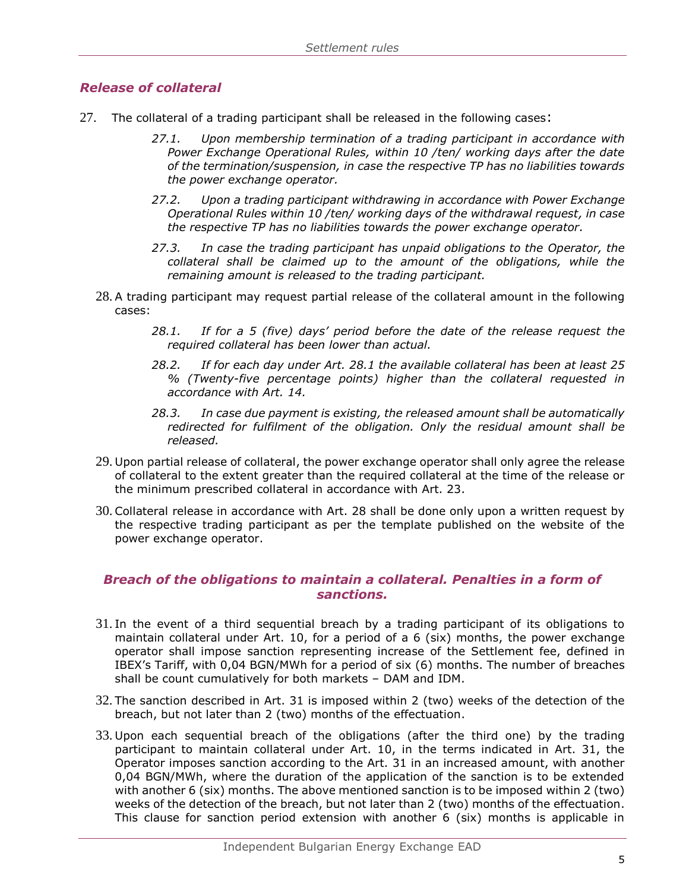## *Release of collateral*

27. The collateral of a trading participant shall be released in the following cases:

    *27.1. Upon membership termination of a trading participant in accordance with Power Exchange Operational Rules, within 10 /ten/ working days after the date of the termination/suspension, in case the respective TP has no liabilities towards the power exchange operator.*

    *27.2. Upon a trading participant withdrawing in accordance with Power Exchange Operational Rules within 10 /ten/ working days of the withdrawal request, in case the respective TP has no liabilities towards the power exchange operator.*

    *27.3. In case the trading participant has unpaid obligations to the Operator, the collateral shall be claimed up to the amount of the obligations, while the remaining amount is released to the trading participant.*

28. A trading participant may request partial release of the collateral amount in the following cases:

    *28.1. If for a 5 (five) days' period before the date of the release request the required collateral has been lower than actual.*

    *28.2. If for each day under Art. 28.1 the available collateral has been at least 25 % (Twenty-five percentage points) higher than the collateral requested in accordance with Art. 14.*

    *28.3. In case due payment is existing, the released amount shall be automatically redirected for fulfilment of the obligation. Only the residual amount shall be released.*

29. Upon partial release of collateral, the power exchange operator shall only agree the release of collateral to the extent greater than the required collateral at the time of the release or the minimum prescribed collateral in accordance with Art. 23.

30. Collateral release in accordance with Art. 28 shall be done only upon a written request by the respective trading participant as per the template published on the website of the power exchange operator.

## *Breach of the obligations to maintain a collateral. Penalties in a form of sanctions.*

31. In the event of a third sequential breach by a trading participant of its obligations to maintain collateral under Art. 10, for a period of a 6 (six) months, the power exchange operator shall impose sanction representing increase of the Settlement fee, defined in IBEX's Tariff, with 0,04 BGN/MWh for a period of six (6) months. The number of breaches shall be count cumulatively for both markets – DAM and IDM.

32. The sanction described in Art. 31 is imposed within 2 (two) weeks of the detection of the breach, but not later than 2 (two) months of the effectuation.

33. Upon each sequential breach of the obligations (after the third one) by the trading participant to maintain collateral under Art. 10, in the terms indicated in Art. 31, the Operator imposes sanction according to the Art. 31 in an increased amount, with another 0,04 BGN/MWh, where the duration of the application of the sanction is to be extended with another 6 (six) months. The above mentioned sanction is to be imposed within 2 (two) weeks of the detection of the breach, but not later than 2 (two) months of the effectuation. This clause for sanction period extension with another 6 (six) months is applicable in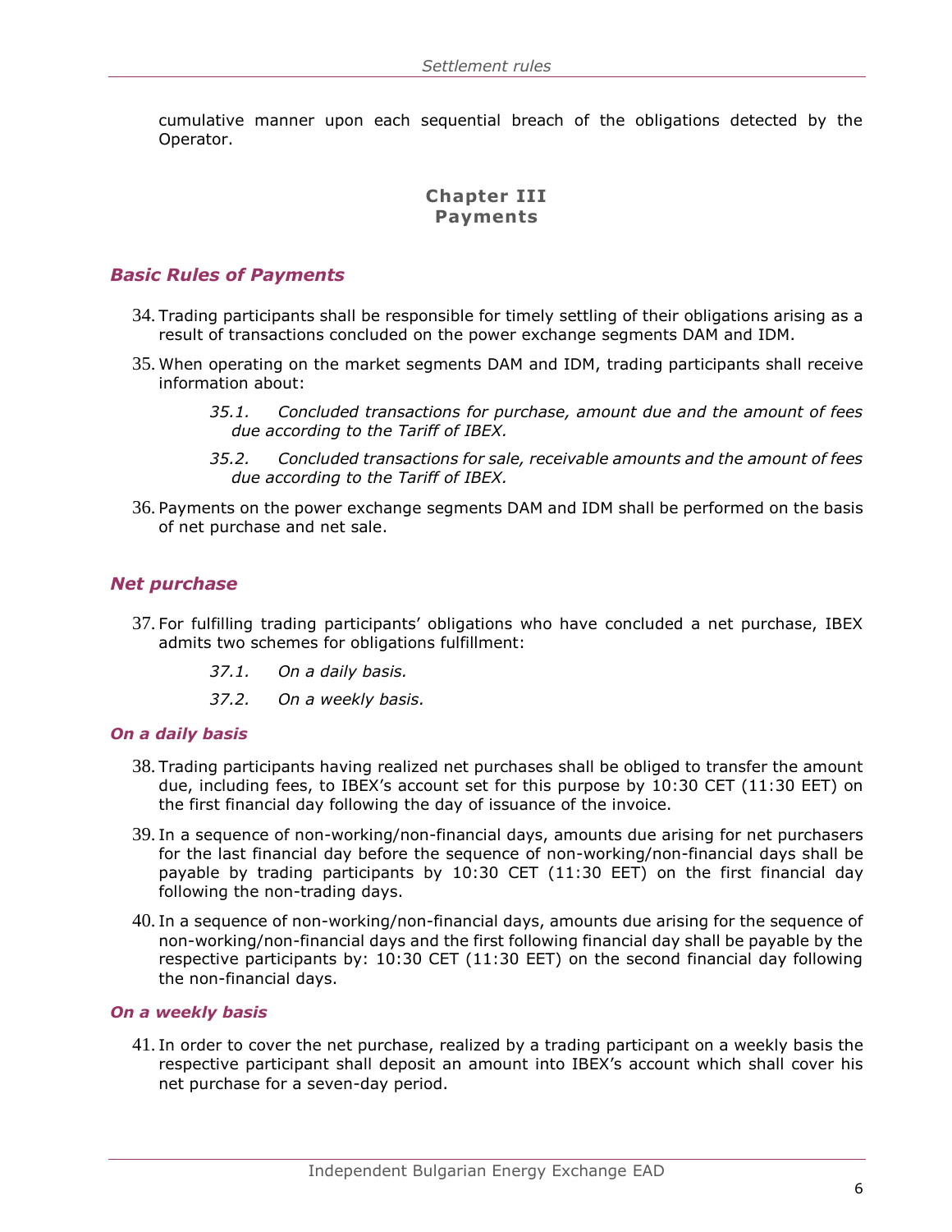cumulative manner upon each sequential breach of the obligations detected by the Operator.

## Chapter III
## Payments

### *Basic Rules of Payments*

34. Trading participants shall be responsible for timely settling of their obligations arising as a result of transactions concluded on the power exchange segments DAM and IDM.

35. When operating on the market segments DAM and IDM, trading participants shall receive information about:

    *35.1. Concluded transactions for purchase, amount due and the amount of fees due according to the Tariff of IBEX.*

    *35.2. Concluded transactions for sale, receivable amounts and the amount of fees due according to the Tariff of IBEX.*

36. Payments on the power exchange segments DAM and IDM shall be performed on the basis of net purchase and net sale.

### *Net purchase*

37. For fulfilling trading participants' obligations who have concluded a net purchase, IBEX admits two schemes for obligations fulfillment:

    *37.1. On a daily basis.*

    *37.2. On a weekly basis.*

#### *On a daily basis*

38. Trading participants having realized net purchases shall be obliged to transfer the amount due, including fees, to IBEX's account set for this purpose by 10:30 CET (11:30 EET) on the first financial day following the day of issuance of the invoice.

39. In a sequence of non-working/non-financial days, amounts due arising for net purchasers for the last financial day before the sequence of non-working/non-financial days shall be payable by trading participants by 10:30 CET (11:30 EET) on the first financial day following the non-trading days.

40. In a sequence of non-working/non-financial days, amounts due arising for the sequence of non-working/non-financial days and the first following financial day shall be payable by the respective participants by: 10:30 CET (11:30 EET) on the second financial day following the non-financial days.

#### *On a weekly basis*

41. In order to cover the net purchase, realized by a trading participant on a weekly basis the respective participant shall deposit an amount into IBEX's account which shall cover his net purchase for a seven-day period.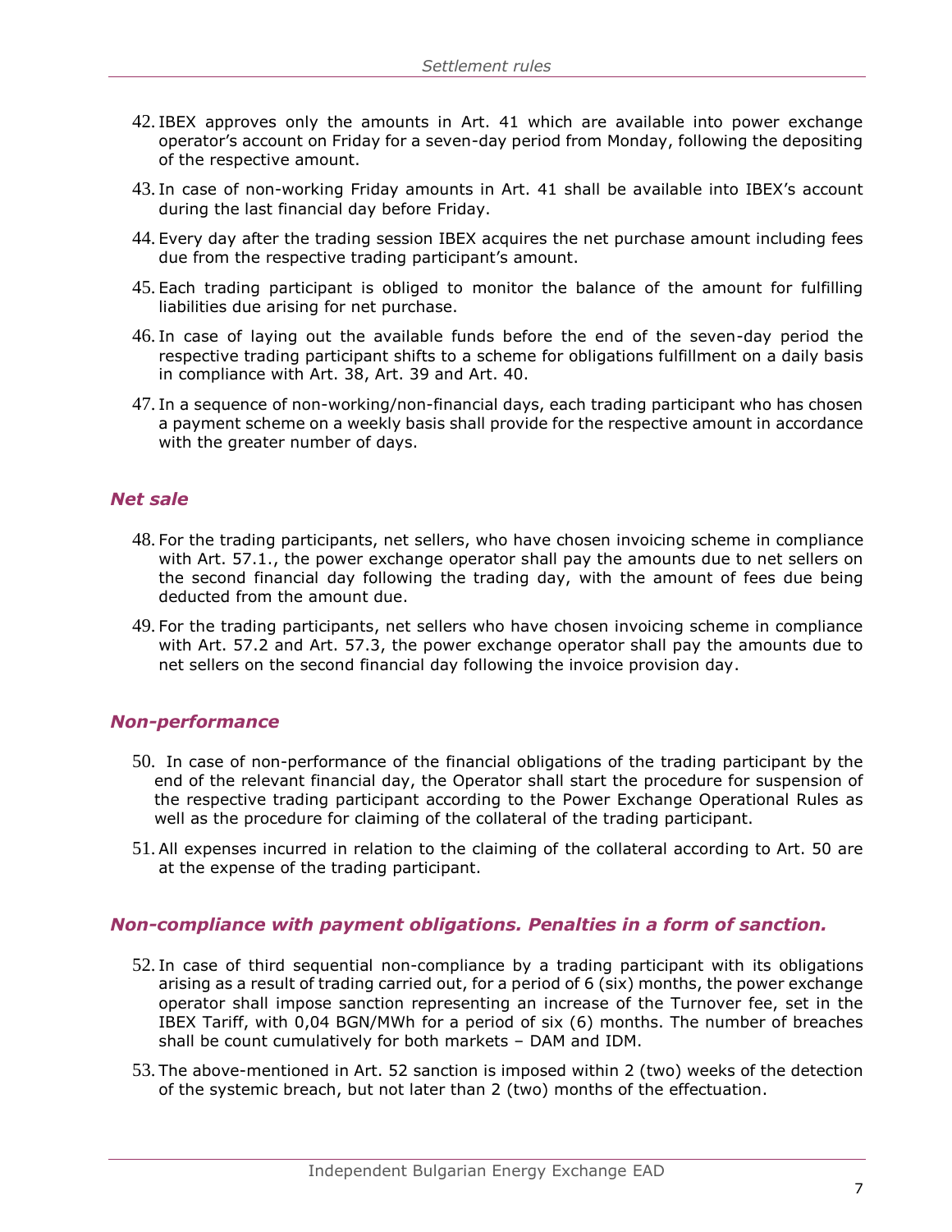42. IBEX approves only the amounts in Art. 41 which are available into power exchange operator's account on Friday for a seven-day period from Monday, following the depositing of the respective amount.

43. In case of non-working Friday amounts in Art. 41 shall be available into IBEX's account during the last financial day before Friday.

44. Every day after the trading session IBEX acquires the net purchase amount including fees due from the respective trading participant's amount.

45. Each trading participant is obliged to monitor the balance of the amount for fulfilling liabilities due arising for net purchase.

46. In case of laying out the available funds before the end of the seven-day period the respective trading participant shifts to a scheme for obligations fulfillment on a daily basis in compliance with Art. 38, Art. 39 and Art. 40.

47. In a sequence of non-working/non-financial days, each trading participant who has chosen a payment scheme on a weekly basis shall provide for the respective amount in accordance with the greater number of days.

### *Net sale*

48. For the trading participants, net sellers, who have chosen invoicing scheme in compliance with Art. 57.1., the power exchange operator shall pay the amounts due to net sellers on the second financial day following the trading day, with the amount of fees due being deducted from the amount due.

49. For the trading participants, net sellers who have chosen invoicing scheme in compliance with Art. 57.2 and Art. 57.3, the power exchange operator shall pay the amounts due to net sellers on the second financial day following the invoice provision day.

### *Non-performance*

50. In case of non-performance of the financial obligations of the trading participant by the end of the relevant financial day, the Operator shall start the procedure for suspension of the respective trading participant according to the Power Exchange Operational Rules as well as the procedure for claiming of the collateral of the trading participant.

51. All expenses incurred in relation to the claiming of the collateral according to Art. 50 are at the expense of the trading participant.

### *Non-compliance with payment obligations. Penalties in a form of sanction.*

52. In case of third sequential non-compliance by a trading participant with its obligations arising as a result of trading carried out, for a period of 6 (six) months, the power exchange operator shall impose sanction representing an increase of the Turnover fee, set in the IBEX Tariff, with 0,04 BGN/MWh for a period of six (6) months. The number of breaches shall be count cumulatively for both markets – DAM and IDM.

53. The above-mentioned in Art. 52 sanction is imposed within 2 (two) weeks of the detection of the systemic breach, but not later than 2 (two) months of the effectuation.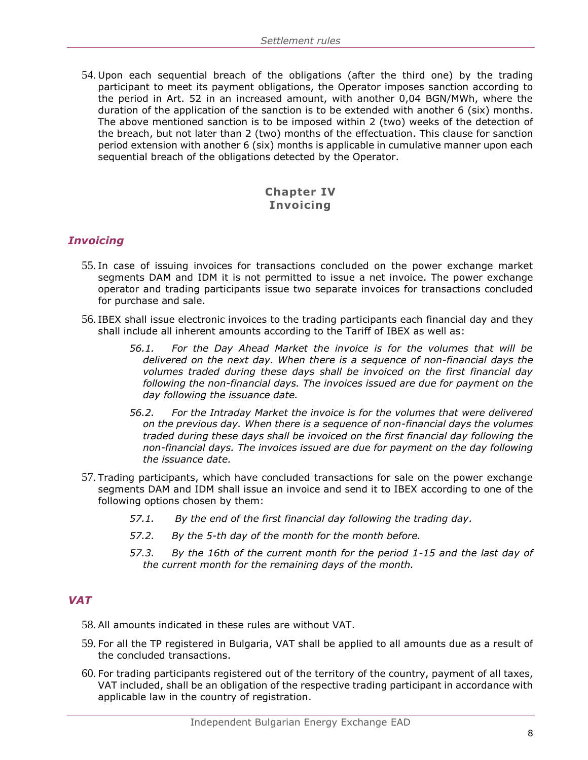54. Upon each sequential breach of the obligations (after the third one) by the trading participant to meet its payment obligations, the Operator imposes sanction according to the period in Art. 52 in an increased amount, with another 0,04 BGN/MWh, where the duration of the application of the sanction is to be extended with another 6 (six) months. The above mentioned sanction is to be imposed within 2 (two) weeks of the detection of the breach, but not later than 2 (two) months of the effectuation. This clause for sanction period extension with another 6 (six) months is applicable in cumulative manner upon each sequential breach of the obligations detected by the Operator.

## Chapter IV
## Invoicing

### *Invoicing*

55. In case of issuing invoices for transactions concluded on the power exchange market segments DAM and IDM it is not permitted to issue a net invoice. The power exchange operator and trading participants issue two separate invoices for transactions concluded for purchase and sale.

56. IBEX shall issue electronic invoices to the trading participants each financial day and they shall include all inherent amounts according to the Tariff of IBEX as well as:

    *56.1. For the Day Ahead Market the invoice is for the volumes that will be delivered on the next day. When there is a sequence of non-financial days the volumes traded during these days shall be invoiced on the first financial day following the non-financial days. The invoices issued are due for payment on the day following the issuance date.*

    *56.2. For the Intraday Market the invoice is for the volumes that were delivered on the previous day. When there is a sequence of non-financial days the volumes traded during these days shall be invoiced on the first financial day following the non-financial days. The invoices issued are due for payment on the day following the issuance date.*

57. Trading participants, which have concluded transactions for sale on the power exchange segments DAM and IDM shall issue an invoice and send it to IBEX according to one of the following options chosen by them:

    *57.1. By the end of the first financial day following the trading day.*

    *57.2. By the 5-th day of the month for the month before.*

    *57.3. By the 16th of the current month for the period 1-15 and the last day of the current month for the remaining days of the month.*

### *VAT*

58. All amounts indicated in these rules are without VAT.

59. For all the TP registered in Bulgaria, VAT shall be applied to all amounts due as a result of the concluded transactions.

60. For trading participants registered out of the territory of the country, payment of all taxes, VAT included, shall be an obligation of the respective trading participant in accordance with applicable law in the country of registration.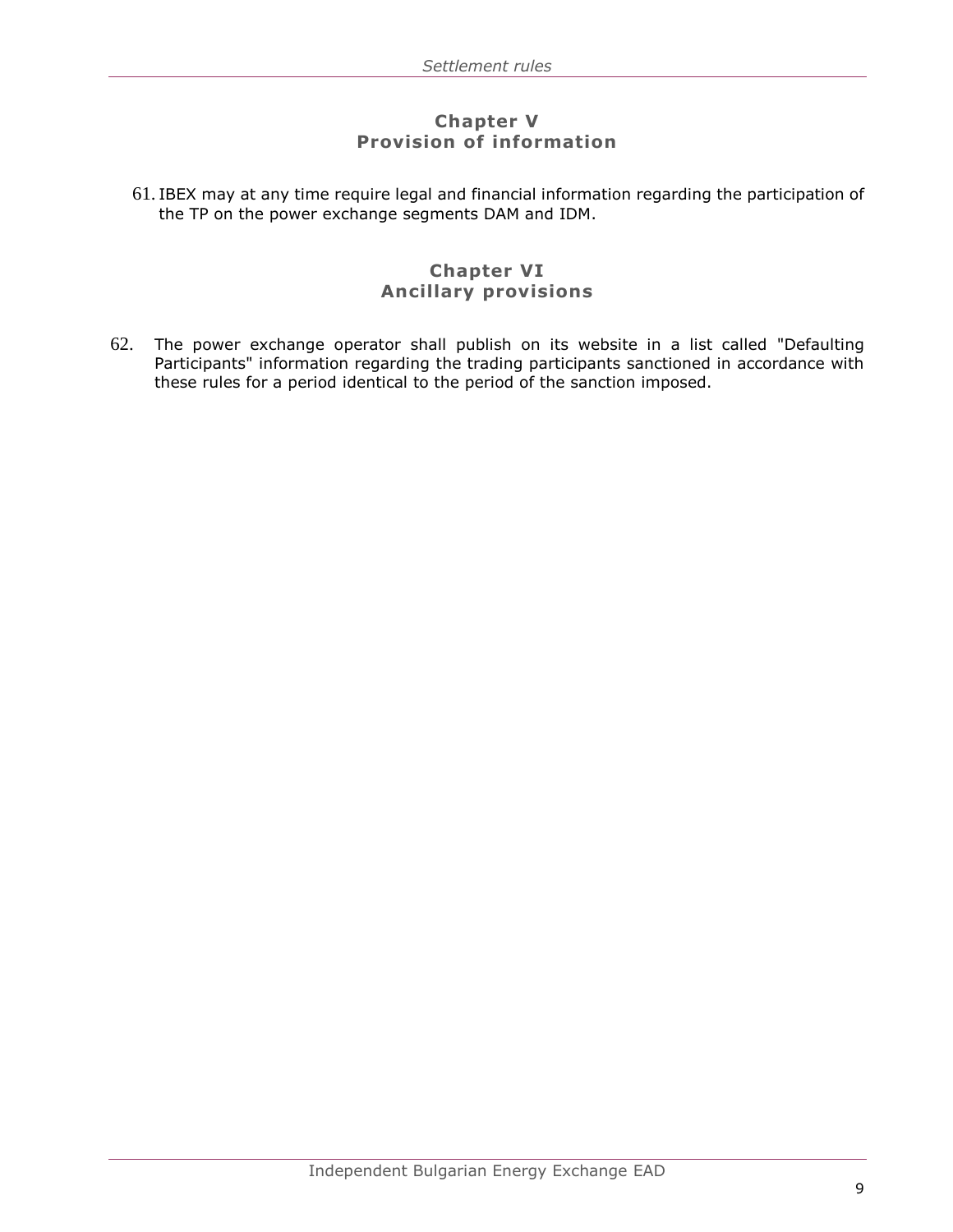## Chapter V
## Provision of information

61. IBEX may at any time require legal and financial information regarding the participation of the TP on the power exchange segments DAM and IDM.

## Chapter VI
## Ancillary provisions

62. The power exchange operator shall publish on its website in a list called "Defaulting Participants" information regarding the trading participants sanctioned in accordance with these rules for a period identical to the period of the sanction imposed.